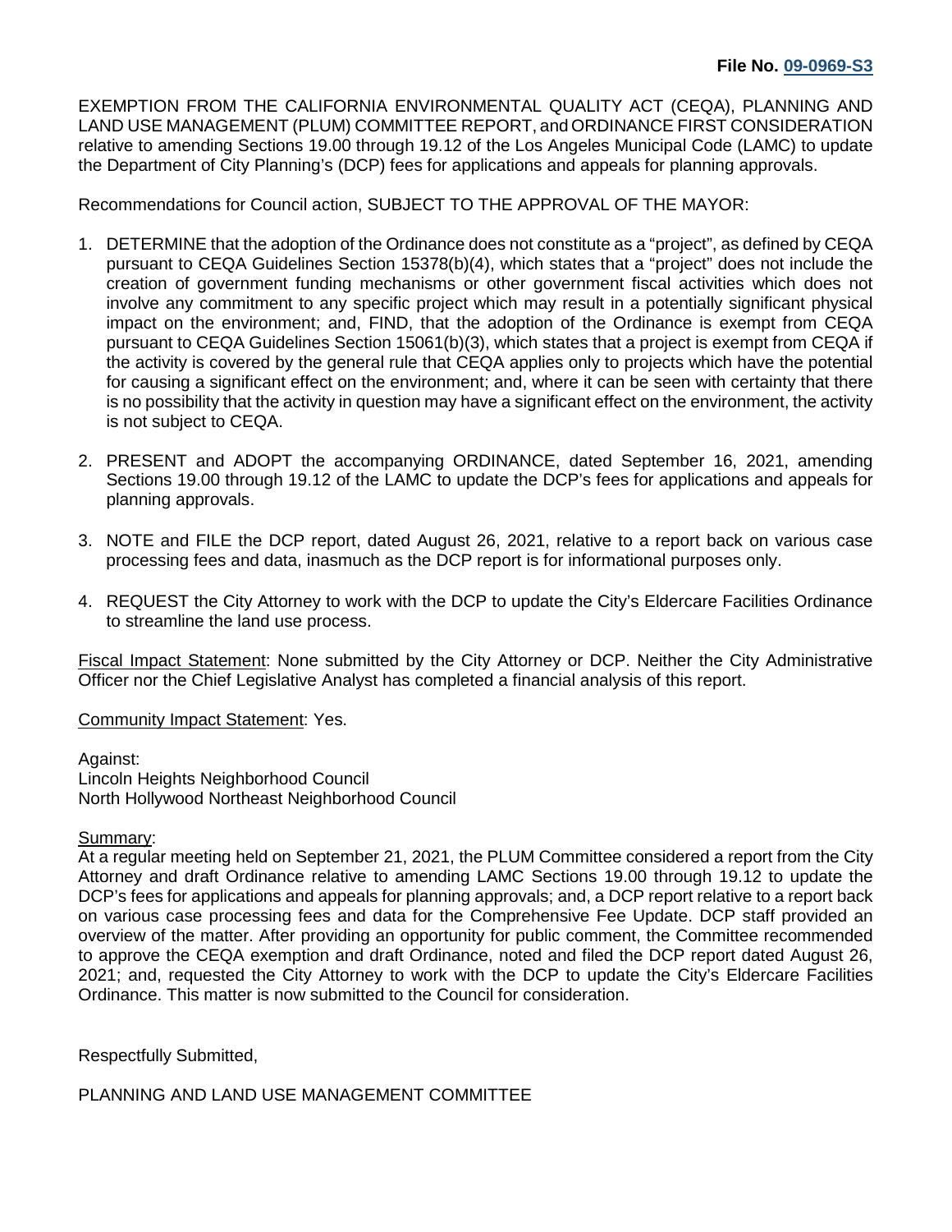**File No. 09-0969-S3**

EXEMPTION FROM THE CALIFORNIA ENVIRONMENTAL QUALITY ACT (CEQA), PLANNING AND LAND USE MANAGEMENT (PLUM) COMMITTEE REPORT, and ORDINANCE FIRST CONSIDERATION relative to amending Sections 19.00 through 19.12 of the Los Angeles Municipal Code (LAMC) to update the Department of City Planning's (DCP) fees for applications and appeals for planning approvals.

Recommendations for Council action, SUBJECT TO THE APPROVAL OF THE MAYOR:

1. DETERMINE that the adoption of the Ordinance does not constitute as a "project", as defined by CEQA pursuant to CEQA Guidelines Section 15378(b)(4), which states that a "project" does not include the creation of government funding mechanisms or other government fiscal activities which does not involve any commitment to any specific project which may result in a potentially significant physical impact on the environment; and, FIND, that the adoption of the Ordinance is exempt from CEQA pursuant to CEQA Guidelines Section 15061(b)(3), which states that a project is exempt from CEQA if the activity is covered by the general rule that CEQA applies only to projects which have the potential for causing a significant effect on the environment; and, where it can be seen with certainty that there is no possibility that the activity in question may have a significant effect on the environment, the activity is not subject to CEQA.

2. PRESENT and ADOPT the accompanying ORDINANCE, dated September 16, 2021, amending Sections 19.00 through 19.12 of the LAMC to update the DCP's fees for applications and appeals for planning approvals.

3. NOTE and FILE the DCP report, dated August 26, 2021, relative to a report back on various case processing fees and data, inasmuch as the DCP report is for informational purposes only.

4. REQUEST the City Attorney to work with the DCP to update the City's Eldercare Facilities Ordinance to streamline the land use process.

Fiscal Impact Statement: None submitted by the City Attorney or DCP. Neither the City Administrative Officer nor the Chief Legislative Analyst has completed a financial analysis of this report.

Community Impact Statement: Yes.

Against:
Lincoln Heights Neighborhood Council
North Hollywood Northeast Neighborhood Council

Summary:
At a regular meeting held on September 21, 2021, the PLUM Committee considered a report from the City Attorney and draft Ordinance relative to amending LAMC Sections 19.00 through 19.12 to update the DCP's fees for applications and appeals for planning approvals; and, a DCP report relative to a report back on various case processing fees and data for the Comprehensive Fee Update. DCP staff provided an overview of the matter. After providing an opportunity for public comment, the Committee recommended to approve the CEQA exemption and draft Ordinance, noted and filed the DCP report dated August 26, 2021; and, requested the City Attorney to work with the DCP to update the City's Eldercare Facilities Ordinance. This matter is now submitted to the Council for consideration.

Respectfully Submitted,

PLANNING AND LAND USE MANAGEMENT COMMITTEE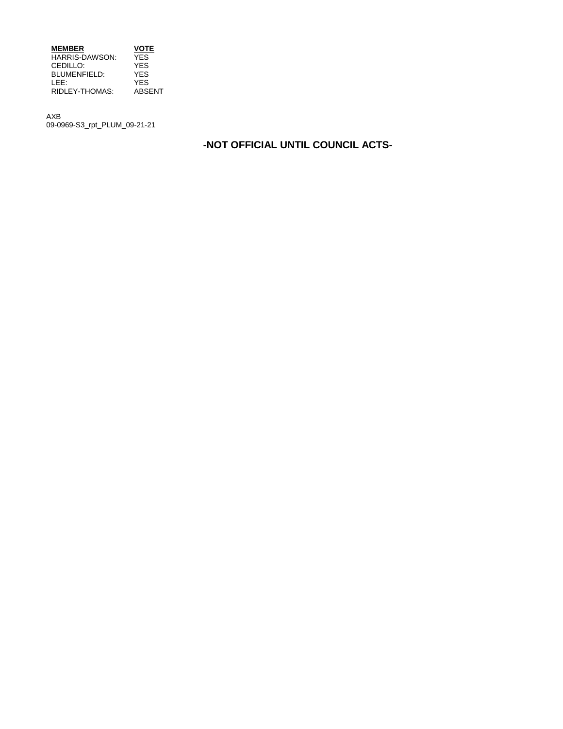| **MEMBER** | **VOTE** |
| --- | --- |
| HARRIS-DAWSON: | YES |
| CEDILLO: | YES |
| BLUMENFIELD: | YES |
| LEE: | YES |
| RIDLEY-THOMAS: | ABSENT |

AXB
09-0969-S3_rpt_PLUM_09-21-21

**-NOT OFFICIAL UNTIL COUNCIL ACTS-**